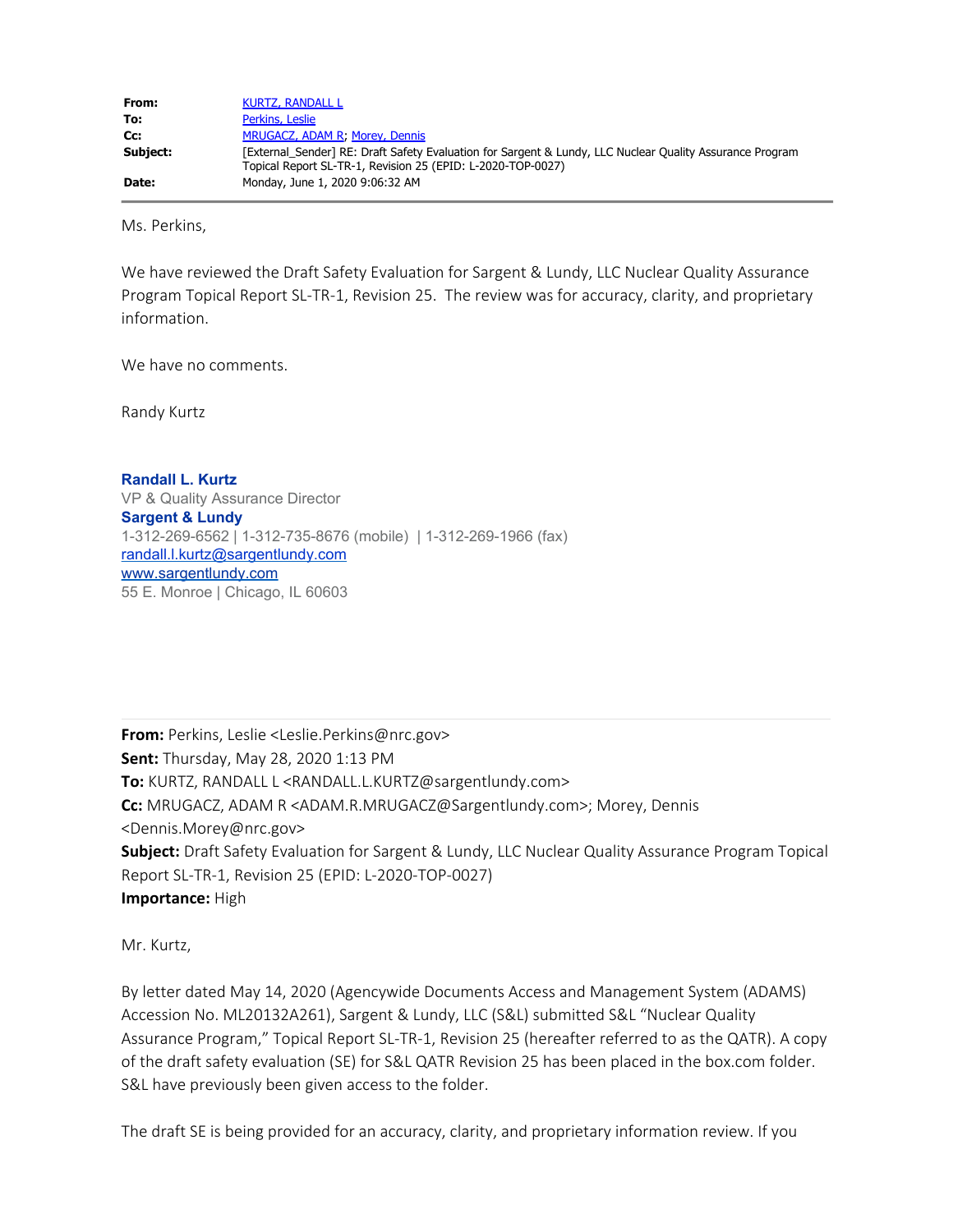| | |
|---|---|
| **From:** | KURTZ, RANDALL L |
| **To:** | Perkins, Leslie |
| **Cc:** | MRUGACZ, ADAM R; Morey, Dennis |
| **Subject:** | [External_Sender] RE: Draft Safety Evaluation for Sargent & Lundy, LLC Nuclear Quality Assurance Program Topical Report SL-TR-1, Revision 25 (EPID: L-2020-TOP-0027) |
| **Date:** | Monday, June 1, 2020 9:06:32 AM |

Ms. Perkins,

We have reviewed the Draft Safety Evaluation for Sargent & Lundy, LLC Nuclear Quality Assurance Program Topical Report SL-TR-1, Revision 25. The review was for accuracy, clarity, and proprietary information.

We have no comments.

Randy Kurtz

**Randall L. Kurtz**
VP & Quality Assurance Director
**Sargent & Lundy**
1-312-269-6562 | 1-312-735-8676 (mobile) | 1-312-269-1966 (fax)
randall.l.kurtz@sargentlundy.com
www.sargentlundy.com
55 E. Monroe | Chicago, IL 60603

---

**From:** Perkins, Leslie <Leslie.Perkins@nrc.gov>
**Sent:** Thursday, May 28, 2020 1:13 PM
**To:** KURTZ, RANDALL L <RANDALL.L.KURTZ@sargentlundy.com>
**Cc:** MRUGACZ, ADAM R <ADAM.R.MRUGACZ@Sargentlundy.com>; Morey, Dennis <Dennis.Morey@nrc.gov>
**Subject:** Draft Safety Evaluation for Sargent & Lundy, LLC Nuclear Quality Assurance Program Topical Report SL-TR-1, Revision 25 (EPID: L-2020-TOP-0027)
**Importance:** High

Mr. Kurtz,

By letter dated May 14, 2020 (Agencywide Documents Access and Management System (ADAMS) Accession No. ML20132A261), Sargent & Lundy, LLC (S&L) submitted S&L "Nuclear Quality Assurance Program," Topical Report SL-TR-1, Revision 25 (hereafter referred to as the QATR). A copy of the draft safety evaluation (SE) for S&L QATR Revision 25 has been placed in the box.com folder. S&L have previously been given access to the folder.

The draft SE is being provided for an accuracy, clarity, and proprietary information review. If you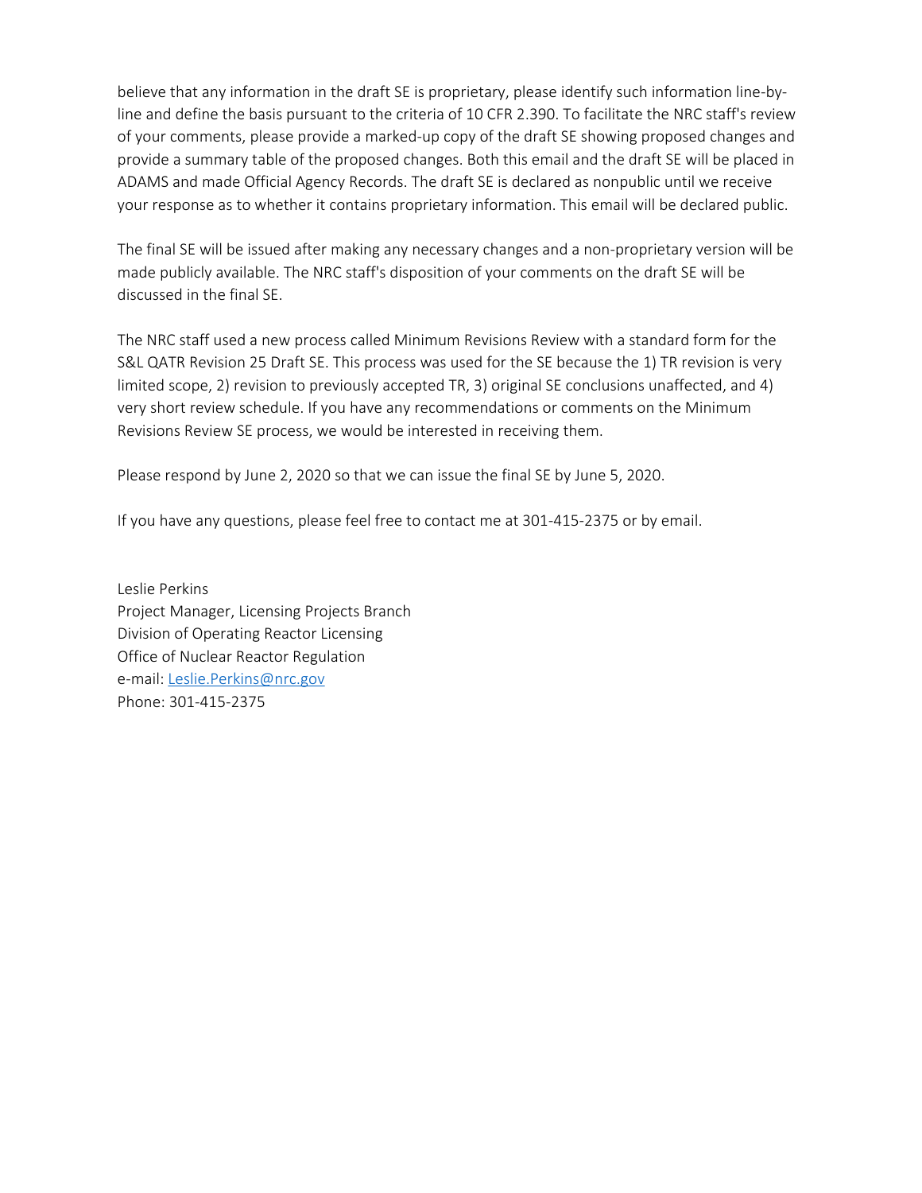believe that any information in the draft SE is proprietary, please identify such information line-by-line and define the basis pursuant to the criteria of 10 CFR 2.390. To facilitate the NRC staff's review of your comments, please provide a marked-up copy of the draft SE showing proposed changes and provide a summary table of the proposed changes. Both this email and the draft SE will be placed in ADAMS and made Official Agency Records. The draft SE is declared as nonpublic until we receive your response as to whether it contains proprietary information. This email will be declared public.

The final SE will be issued after making any necessary changes and a non-proprietary version will be made publicly available. The NRC staff's disposition of your comments on the draft SE will be discussed in the final SE.

The NRC staff used a new process called Minimum Revisions Review with a standard form for the S&L QATR Revision 25 Draft SE. This process was used for the SE because the 1) TR revision is very limited scope, 2) revision to previously accepted TR, 3) original SE conclusions unaffected, and 4) very short review schedule. If you have any recommendations or comments on the Minimum Revisions Review SE process, we would be interested in receiving them.

Please respond by June 2, 2020 so that we can issue the final SE by June 5, 2020.

If you have any questions, please feel free to contact me at 301-415-2375 or by email.

Leslie Perkins
Project Manager, Licensing Projects Branch
Division of Operating Reactor Licensing
Office of Nuclear Reactor Regulation
e-mail: Leslie.Perkins@nrc.gov
Phone: 301-415-2375